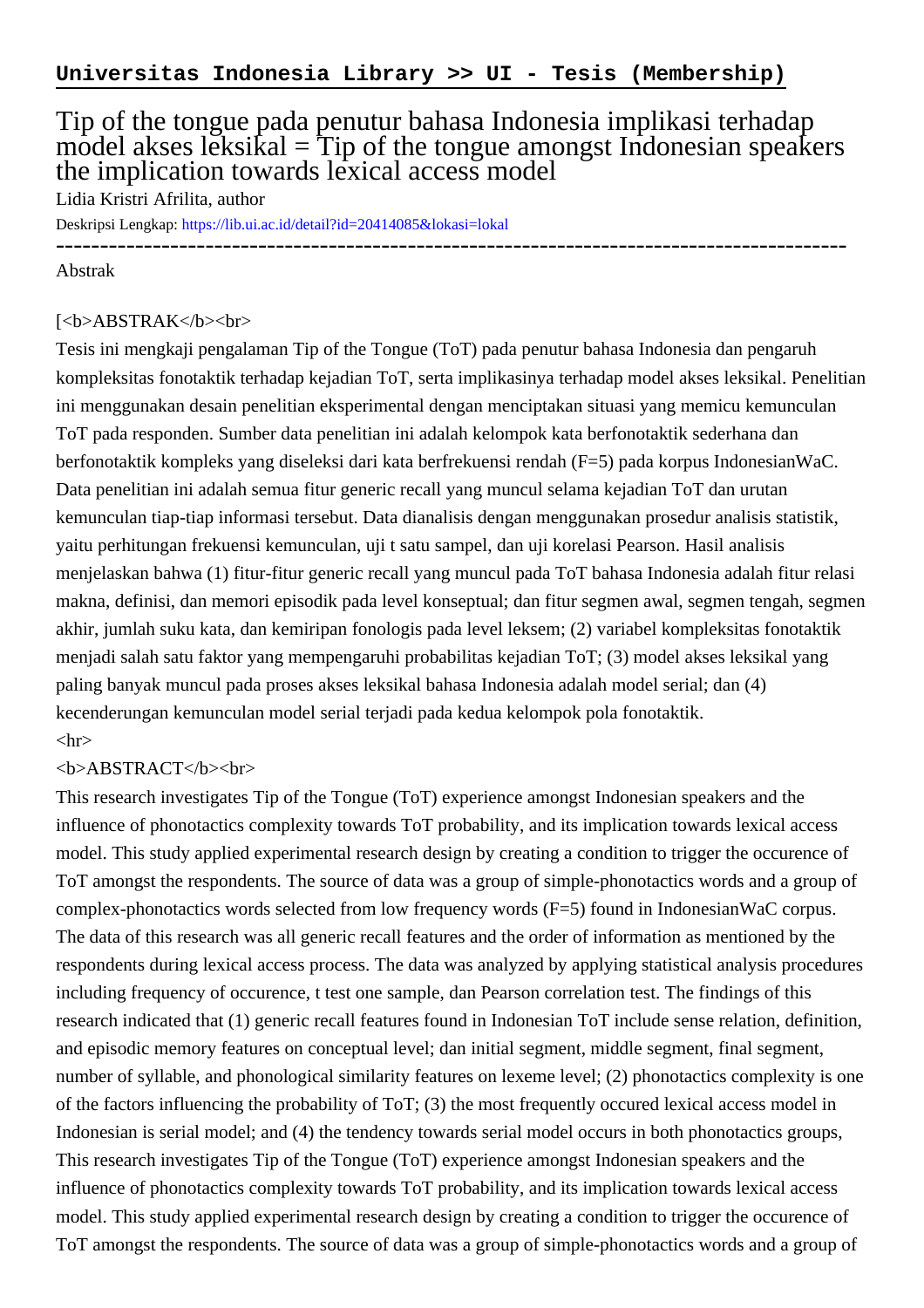**Universitas Indonesia Library >> UI - Tesis (Membership)**

# Tip of the tongue pada penutur bahasa Indonesia implikasi terhadap model akses leksikal = Tip of the tongue amongst Indonesian speakers the implication towards lexical access model

Lidia Kristri Afrilita, author

Deskripsi Lengkap: https://lib.ui.ac.id/detail?id=20414085&lokasi=lokal

------------------------------------------------------------------------------------------

Abstrak

[<b>ABSTRAK</b><br>

Tesis ini mengkaji pengalaman Tip of the Tongue (ToT) pada penutur bahasa Indonesia dan pengaruh kompleksitas fonotaktik terhadap kejadian ToT, serta implikasinya terhadap model akses leksikal. Penelitian ini menggunakan desain penelitian eksperimental dengan menciptakan situasi yang memicu kemunculan ToT pada responden. Sumber data penelitian ini adalah kelompok kata berfonotaktik sederhana dan berfonotaktik kompleks yang diseleksi dari kata berfrekuensi rendah (F=5) pada korpus IndonesianWaC. Data penelitian ini adalah semua fitur generic recall yang muncul selama kejadian ToT dan urutan kemunculan tiap-tiap informasi tersebut. Data dianalisis dengan menggunakan prosedur analisis statistik, yaitu perhitungan frekuensi kemunculan, uji t satu sampel, dan uji korelasi Pearson. Hasil analisis menjelaskan bahwa (1) fitur-fitur generic recall yang muncul pada ToT bahasa Indonesia adalah fitur relasi makna, definisi, dan memori episodik pada level konseptual; dan fitur segmen awal, segmen tengah, segmen akhir, jumlah suku kata, dan kemiripan fonologis pada level leksem; (2) variabel kompleksitas fonotaktik menjadi salah satu faktor yang mempengaruhi probabilitas kejadian ToT; (3) model akses leksikal yang paling banyak muncul pada proses akses leksikal bahasa Indonesia adalah model serial; dan (4) kecenderungan kemunculan model serial terjadi pada kedua kelompok pola fonotaktik.

<hr>

<b>ABSTRACT</b><br>

This research investigates Tip of the Tongue (ToT) experience amongst Indonesian speakers and the influence of phonotactics complexity towards ToT probability, and its implication towards lexical access model. This study applied experimental research design by creating a condition to trigger the occurence of ToT amongst the respondents. The source of data was a group of simple-phonotactics words and a group of complex-phonotactics words selected from low frequency words (F=5) found in IndonesianWaC corpus. The data of this research was all generic recall features and the order of information as mentioned by the respondents during lexical access process. The data was analyzed by applying statistical analysis procedures including frequency of occurence, t test one sample, dan Pearson correlation test. The findings of this research indicated that (1) generic recall features found in Indonesian ToT include sense relation, definition, and episodic memory features on conceptual level; dan initial segment, middle segment, final segment, number of syllable, and phonological similarity features on lexeme level; (2) phonotactics complexity is one of the factors influencing the probability of ToT; (3) the most frequently occured lexical access model in Indonesian is serial model; and (4) the tendency towards serial model occurs in both phonotactics groups, This research investigates Tip of the Tongue (ToT) experience amongst Indonesian speakers and the influence of phonotactics complexity towards ToT probability, and its implication towards lexical access model. This study applied experimental research design by creating a condition to trigger the occurence of ToT amongst the respondents. The source of data was a group of simple-phonotactics words and a group of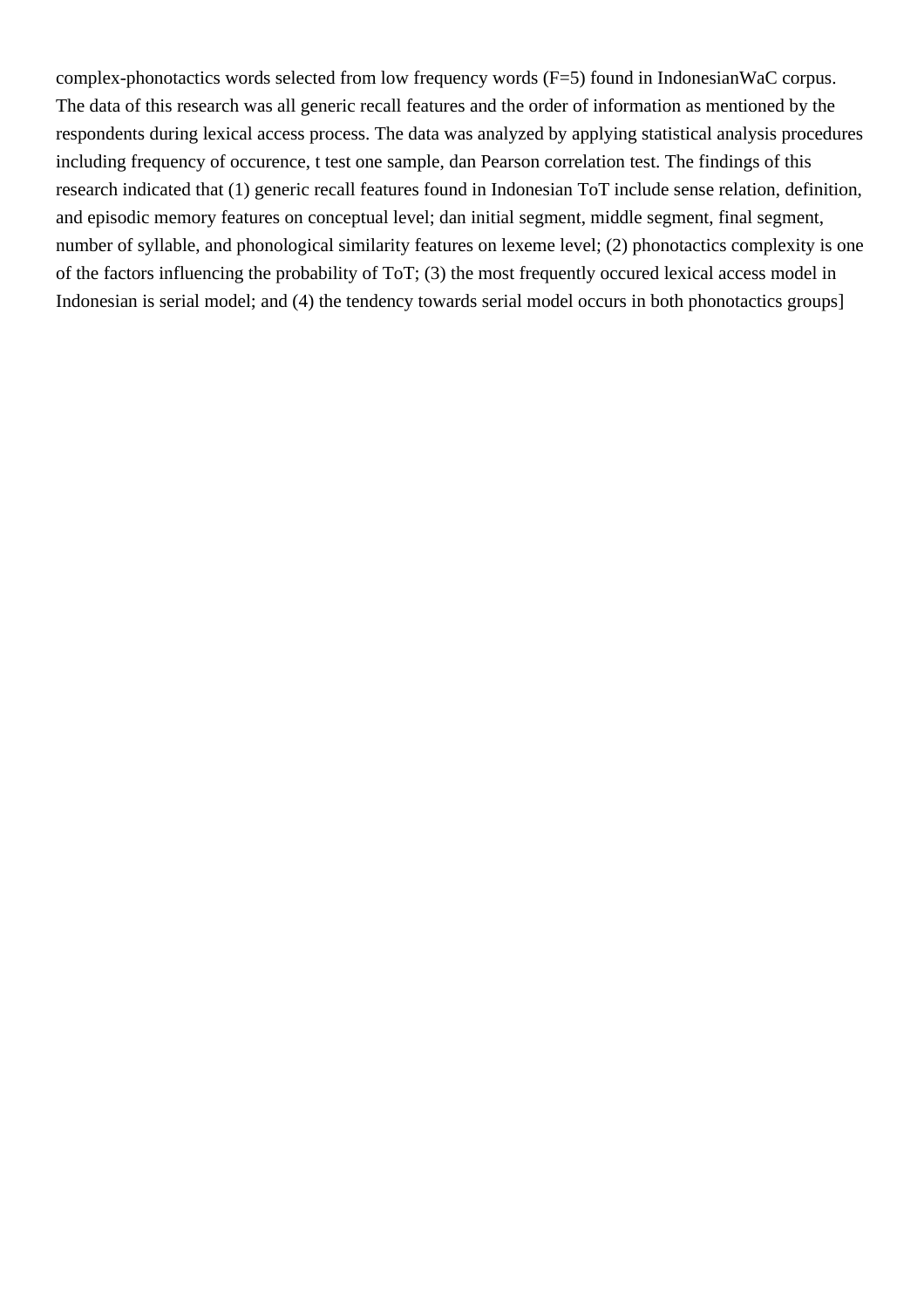complex-phonotactics words selected from low frequency words (F=5) found in IndonesianWaC corpus. The data of this research was all generic recall features and the order of information as mentioned by the respondents during lexical access process. The data was analyzed by applying statistical analysis procedures including frequency of occurence, t test one sample, dan Pearson correlation test. The findings of this research indicated that (1) generic recall features found in Indonesian ToT include sense relation, definition, and episodic memory features on conceptual level; dan initial segment, middle segment, final segment, number of syllable, and phonological similarity features on lexeme level; (2) phonotactics complexity is one of the factors influencing the probability of ToT; (3) the most frequently occured lexical access model in Indonesian is serial model; and (4) the tendency towards serial model occurs in both phonotactics groups]